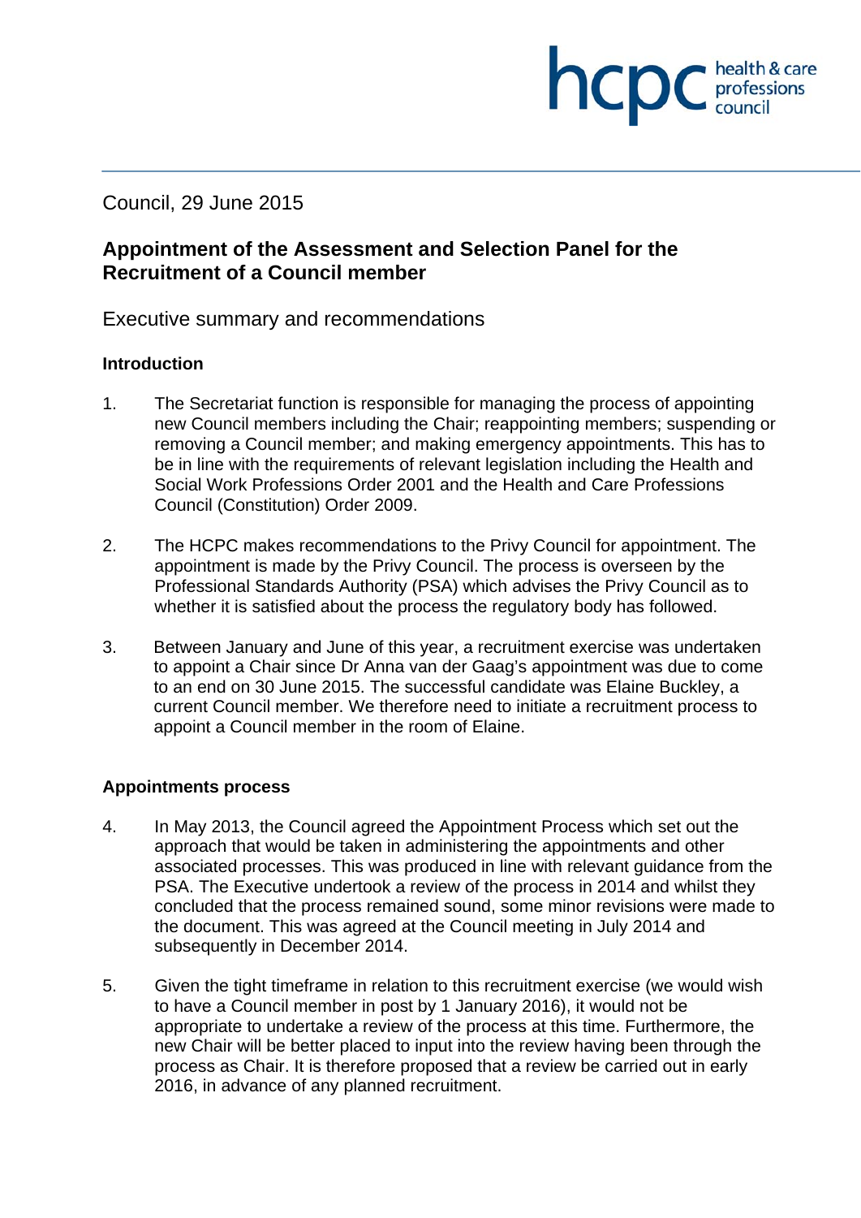Council, 29 June 2015

## Appointment of the Assessment and Selection Panel for the Recruitment of a Council member

Executive summary and recommendations

### Introduction

1. The Secretariat function is responsible for managing the process of appointing new Council members including the Chair; reappointing members; suspending or removing a Council member; and making emergency appointments. This has to be in line with the requirements of relevant legislation including the Health and Social Work Professions Order 2001 and the Health and Care Professions Council (Constitution) Order 2009.

2. The HCPC makes recommendations to the Privy Council for appointment. The appointment is made by the Privy Council. The process is overseen by the Professional Standards Authority (PSA) which advises the Privy Council as to whether it is satisfied about the process the regulatory body has followed.

3. Between January and June of this year, a recruitment exercise was undertaken to appoint a Chair since Dr Anna van der Gaag's appointment was due to come to an end on 30 June 2015. The successful candidate was Elaine Buckley, a current Council member. We therefore need to initiate a recruitment process to appoint a Council member in the room of Elaine.

### Appointments process

4. In May 2013, the Council agreed the Appointment Process which set out the approach that would be taken in administering the appointments and other associated processes. This was produced in line with relevant guidance from the PSA. The Executive undertook a review of the process in 2014 and whilst they concluded that the process remained sound, some minor revisions were made to the document. This was agreed at the Council meeting in July 2014 and subsequently in December 2014.

5. Given the tight timeframe in relation to this recruitment exercise (we would wish to have a Council member in post by 1 January 2016), it would not be appropriate to undertake a review of the process at this time. Furthermore, the new Chair will be better placed to input into the review having been through the process as Chair. It is therefore proposed that a review be carried out in early 2016, in advance of any planned recruitment.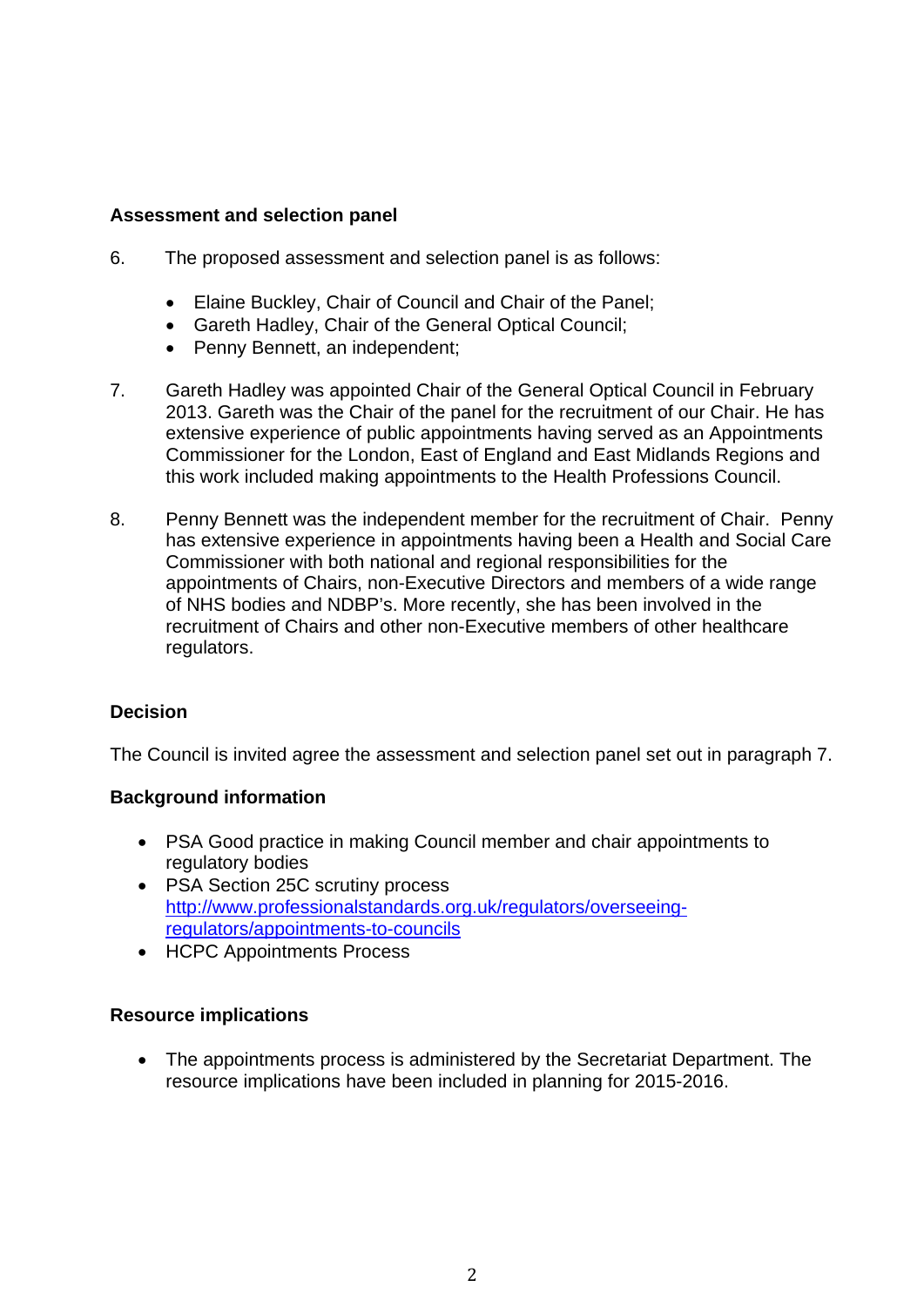**Assessment and selection panel**

6. The proposed assessment and selection panel is as follows:

- Elaine Buckley, Chair of Council and Chair of the Panel;
- Gareth Hadley, Chair of the General Optical Council;
- Penny Bennett, an independent;

7. Gareth Hadley was appointed Chair of the General Optical Council in February 2013. Gareth was the Chair of the panel for the recruitment of our Chair. He has extensive experience of public appointments having served as an Appointments Commissioner for the London, East of England and East Midlands Regions and this work included making appointments to the Health Professions Council.

8. Penny Bennett was the independent member for the recruitment of Chair. Penny has extensive experience in appointments having been a Health and Social Care Commissioner with both national and regional responsibilities for the appointments of Chairs, non-Executive Directors and members of a wide range of NHS bodies and NDBP's. More recently, she has been involved in the recruitment of Chairs and other non-Executive members of other healthcare regulators.

**Decision**

The Council is invited agree the assessment and selection panel set out in paragraph 7.

**Background information**

- PSA Good practice in making Council member and chair appointments to regulatory bodies
- PSA Section 25C scrutiny process [http://www.professionalstandards.org.uk/regulators/overseeing-regulators/appointments-to-councils](http://www.professionalstandards.org.uk/regulators/overseeing-regulators/appointments-to-councils)
- HCPC Appointments Process

**Resource implications**

- The appointments process is administered by the Secretariat Department. The resource implications have been included in planning for 2015-2016.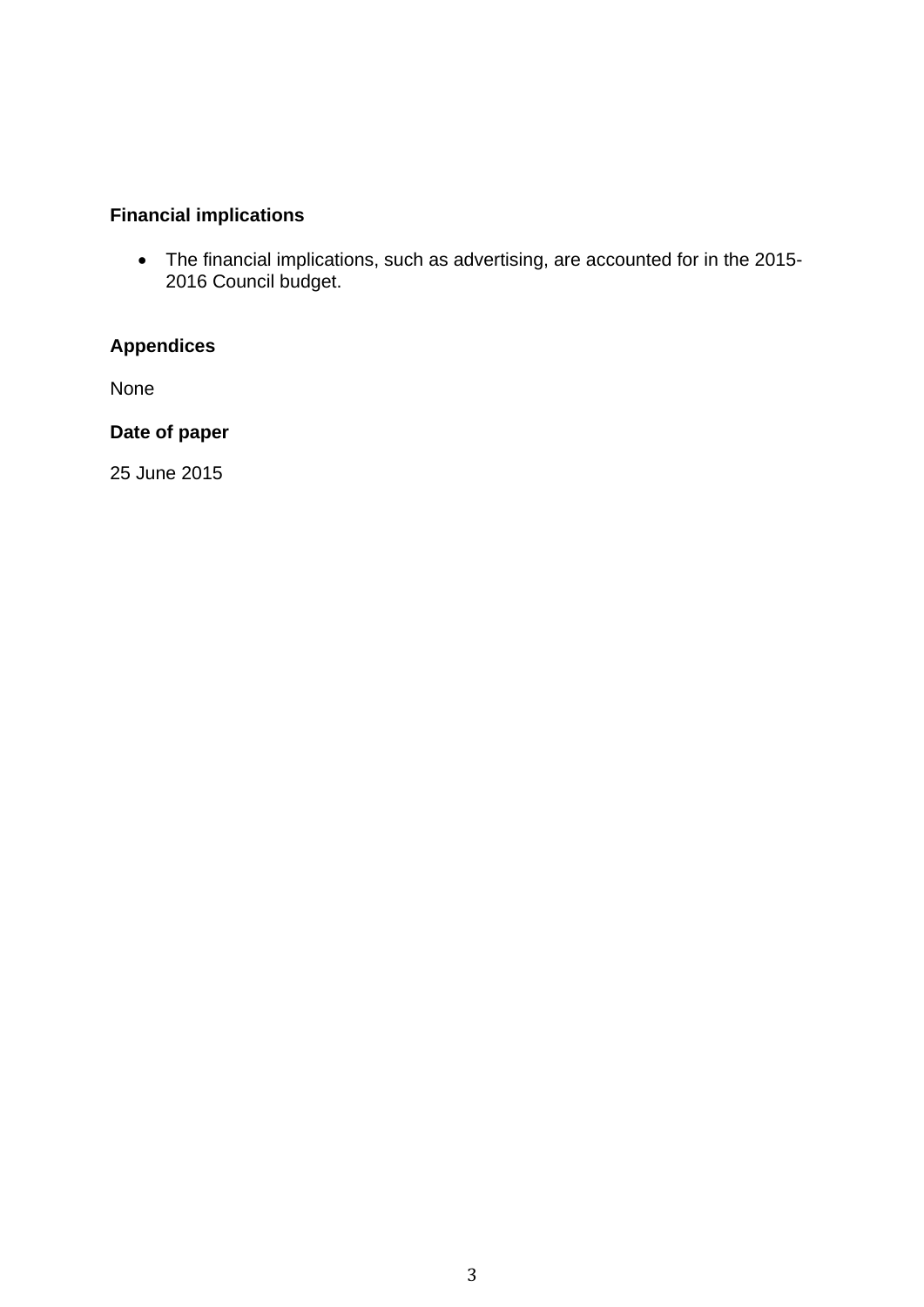**Financial implications**

- The financial implications, such as advertising, are accounted for in the 2015-2016 Council budget.

**Appendices**

None

**Date of paper**

25 June 2015